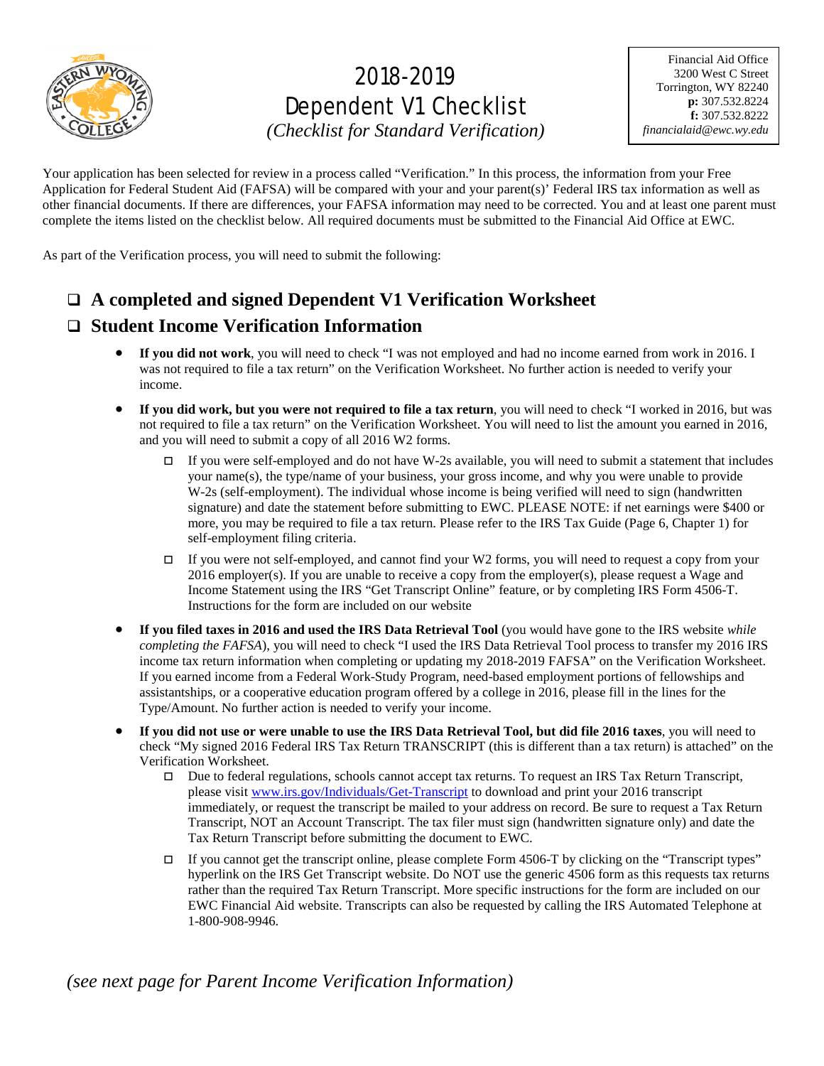# 2018-2019 Dependent V1 Checklist

*(Checklist for Standard Verification)*

Financial Aid Office
3200 West C Street
Torrington, WY 82240
**p:** 307.532.8224
**f:** 307.532.8222
*financialaid@ewc.wy.edu*

Your application has been selected for review in a process called "Verification." In this process, the information from your Free Application for Federal Student Aid (FAFSA) will be compared with your and your parent(s)' Federal IRS tax information as well as other financial documents. If there are differences, your FAFSA information may need to be corrected. You and at least one parent must complete the items listed on the checklist below. All required documents must be submitted to the Financial Aid Office at EWC.

As part of the Verification process, you will need to submit the following:

## ❑ A completed and signed Dependent V1 Verification Worksheet

## ❑ Student Income Verification Information

- **If you did not work**, you will need to check "I was not employed and had no income earned from work in 2016. I was not required to file a tax return" on the Verification Worksheet. No further action is needed to verify your income.
- **If you did work, but you were not required to file a tax return**, you will need to check "I worked in 2016, but was not required to file a tax return" on the Verification Worksheet. You will need to list the amount you earned in 2016, and you will need to submit a copy of all 2016 W2 forms.
  - ☐ If you were self-employed and do not have W-2s available, you will need to submit a statement that includes your name(s), the type/name of your business, your gross income, and why you were unable to provide W-2s (self-employment). The individual whose income is being verified will need to sign (handwritten signature) and date the statement before submitting to EWC. PLEASE NOTE: if net earnings were $400 or more, you may be required to file a tax return. Please refer to the IRS Tax Guide (Page 6, Chapter 1) for self-employment filing criteria.
  - ☐ If you were not self-employed, and cannot find your W2 forms, you will need to request a copy from your 2016 employer(s). If you are unable to receive a copy from the employer(s), please request a Wage and Income Statement using the IRS "Get Transcript Online" feature, or by completing IRS Form 4506-T. Instructions for the form are included on our website
- **If you filed taxes in 2016 and used the IRS Data Retrieval Tool** (you would have gone to the IRS website *while completing the FAFSA*), you will need to check "I used the IRS Data Retrieval Tool process to transfer my 2016 IRS income tax return information when completing or updating my 2018-2019 FAFSA" on the Verification Worksheet. If you earned income from a Federal Work-Study Program, need-based employment portions of fellowships and assistantships, or a cooperative education program offered by a college in 2016, please fill in the lines for the Type/Amount. No further action is needed to verify your income.
- **If you did not use or were unable to use the IRS Data Retrieval Tool, but did file 2016 taxes**, you will need to check "My signed 2016 Federal IRS Tax Return TRANSCRIPT (this is different than a tax return) is attached" on the Verification Worksheet.
  - ☐ Due to federal regulations, schools cannot accept tax returns. To request an IRS Tax Return Transcript, please visit [www.irs.gov/Individuals/Get-Transcript](www.irs.gov/Individuals/Get-Transcript) to download and print your 2016 transcript immediately, or request the transcript be mailed to your address on record. Be sure to request a Tax Return Transcript, NOT an Account Transcript. The tax filer must sign (handwritten signature only) and date the Tax Return Transcript before submitting the document to EWC.
  - ☐ If you cannot get the transcript online, please complete Form 4506-T by clicking on the "Transcript types" hyperlink on the IRS Get Transcript website. Do NOT use the generic 4506 form as this requests tax returns rather than the required Tax Return Transcript. More specific instructions for the form are included on our EWC Financial Aid website. Transcripts can also be requested by calling the IRS Automated Telephone at 1-800-908-9946.

*(see next page for Parent Income Verification Information)*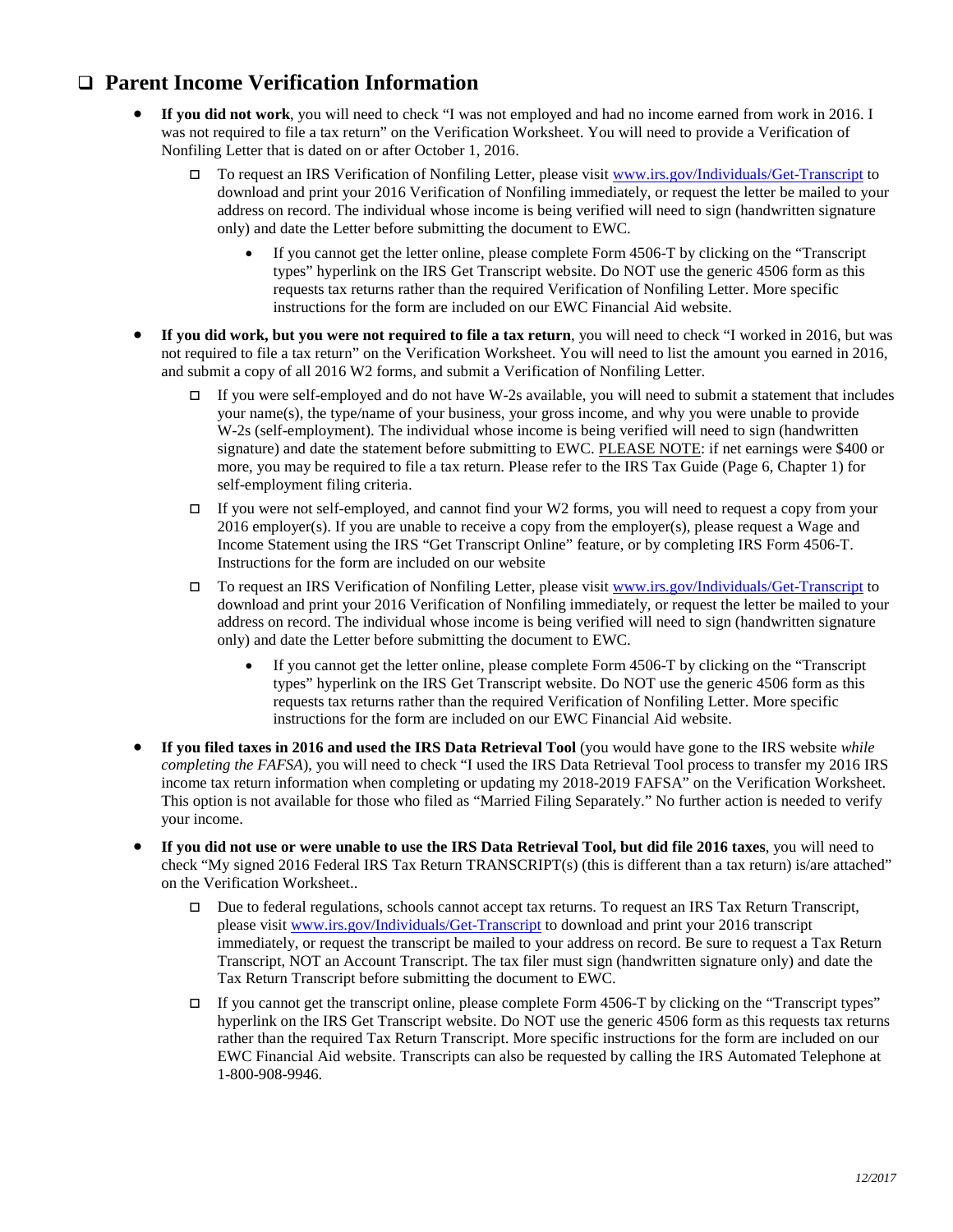## ❑ Parent Income Verification Information

- **If you did not work**, you will need to check "I was not employed and had no income earned from work in 2016. I was not required to file a tax return" on the Verification Worksheet. You will need to provide a Verification of Nonfiling Letter that is dated on or after October 1, 2016.
  - ◻ To request an IRS Verification of Nonfiling Letter, please visit www.irs.gov/Individuals/Get-Transcript to download and print your 2016 Verification of Nonfiling immediately, or request the letter be mailed to your address on record. The individual whose income is being verified will need to sign (handwritten signature only) and date the Letter before submitting the document to EWC.
    - If you cannot get the letter online, please complete Form 4506-T by clicking on the "Transcript types" hyperlink on the IRS Get Transcript website. Do NOT use the generic 4506 form as this requests tax returns rather than the required Verification of Nonfiling Letter. More specific instructions for the form are included on our EWC Financial Aid website.
- **If you did work, but you were not required to file a tax return**, you will need to check "I worked in 2016, but was not required to file a tax return" on the Verification Worksheet. You will need to list the amount you earned in 2016, and submit a copy of all 2016 W2 forms, and submit a Verification of Nonfiling Letter.
  - ◻ If you were self-employed and do not have W-2s available, you will need to submit a statement that includes your name(s), the type/name of your business, your gross income, and why you were unable to provide W-2s (self-employment). The individual whose income is being verified will need to sign (handwritten signature) and date the statement before submitting to EWC. <u>PLEASE NOTE</u>: if net earnings were $400 or more, you may be required to file a tax return. Please refer to the IRS Tax Guide (Page 6, Chapter 1) for self-employment filing criteria.
  - ◻ If you were not self-employed, and cannot find your W2 forms, you will need to request a copy from your 2016 employer(s). If you are unable to receive a copy from the employer(s), please request a Wage and Income Statement using the IRS "Get Transcript Online" feature, or by completing IRS Form 4506-T. Instructions for the form are included on our website
  - ◻ To request an IRS Verification of Nonfiling Letter, please visit www.irs.gov/Individuals/Get-Transcript to download and print your 2016 Verification of Nonfiling immediately, or request the letter be mailed to your address on record. The individual whose income is being verified will need to sign (handwritten signature only) and date the Letter before submitting the document to EWC.
    - If you cannot get the letter online, please complete Form 4506-T by clicking on the "Transcript types" hyperlink on the IRS Get Transcript website. Do NOT use the generic 4506 form as this requests tax returns rather than the required Verification of Nonfiling Letter. More specific instructions for the form are included on our EWC Financial Aid website.
- **If you filed taxes in 2016 and used the IRS Data Retrieval Tool** (you would have gone to the IRS website *while completing the FAFSA*), you will need to check "I used the IRS Data Retrieval Tool process to transfer my 2016 IRS income tax return information when completing or updating my 2018-2019 FAFSA" on the Verification Worksheet. This option is not available for those who filed as "Married Filing Separately." No further action is needed to verify your income.
- **If you did not use or were unable to use the IRS Data Retrieval Tool, but did file 2016 taxes**, you will need to check "My signed 2016 Federal IRS Tax Return TRANSCRIPT(s) (this is different than a tax return) is/are attached" on the Verification Worksheet..
  - ◻ Due to federal regulations, schools cannot accept tax returns. To request an IRS Tax Return Transcript, please visit www.irs.gov/Individuals/Get-Transcript to download and print your 2016 transcript immediately, or request the transcript be mailed to your address on record. Be sure to request a Tax Return Transcript, NOT an Account Transcript. The tax filer must sign (handwritten signature only) and date the Tax Return Transcript before submitting the document to EWC.
  - ◻ If you cannot get the transcript online, please complete Form 4506-T by clicking on the "Transcript types" hyperlink on the IRS Get Transcript website. Do NOT use the generic 4506 form as this requests tax returns rather than the required Tax Return Transcript. More specific instructions for the form are included on our EWC Financial Aid website. Transcripts can also be requested by calling the IRS Automated Telephone at 1-800-908-9946.

*12/2017*